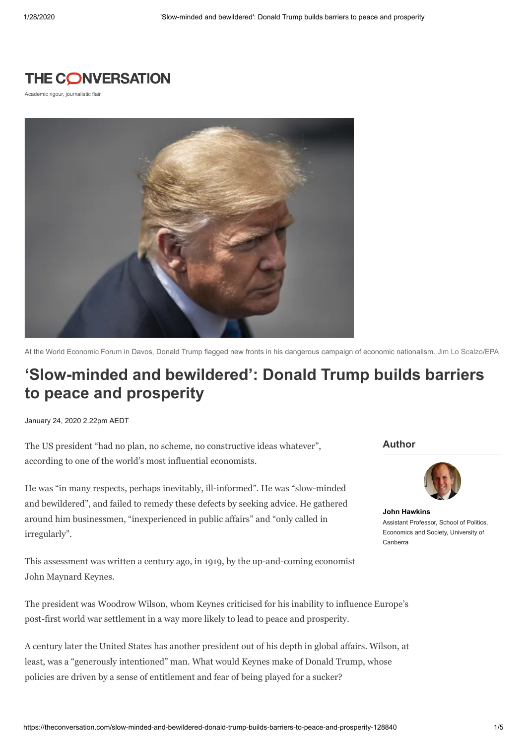THE CONVERSATION

Academic rigour, journalistic flair

At the World Economic Forum in Davos, Donald Trump flagged new fronts in his dangerous campaign of economic nationalism. Jim Lo Scalzo/EPA

# 'Slow-minded and bewildered': Donald Trump builds barriers to peace and prosperity

January 24, 2020 2.22pm AEDT

**Author**

**John Hawkins**
Assistant Professor, School of Politics, Economics and Society, University of Canberra

The US president "had no plan, no scheme, no constructive ideas whatever", according to one of the world's most influential economists.

He was "in many respects, perhaps inevitably, ill-informed". He was "slow-minded and bewildered", and failed to remedy these defects by seeking advice. He gathered around him businessmen, "inexperienced in public affairs" and "only called in irregularly".

This assessment was written a century ago, in 1919, by the up-and-coming economist John Maynard Keynes.

The president was Woodrow Wilson, whom Keynes criticised for his inability to influence Europe's post-first world war settlement in a way more likely to lead to peace and prosperity.

A century later the United States has another president out of his depth in global affairs. Wilson, at least, was a "generously intentioned" man. What would Keynes make of Donald Trump, whose policies are driven by a sense of entitlement and fear of being played for a sucker?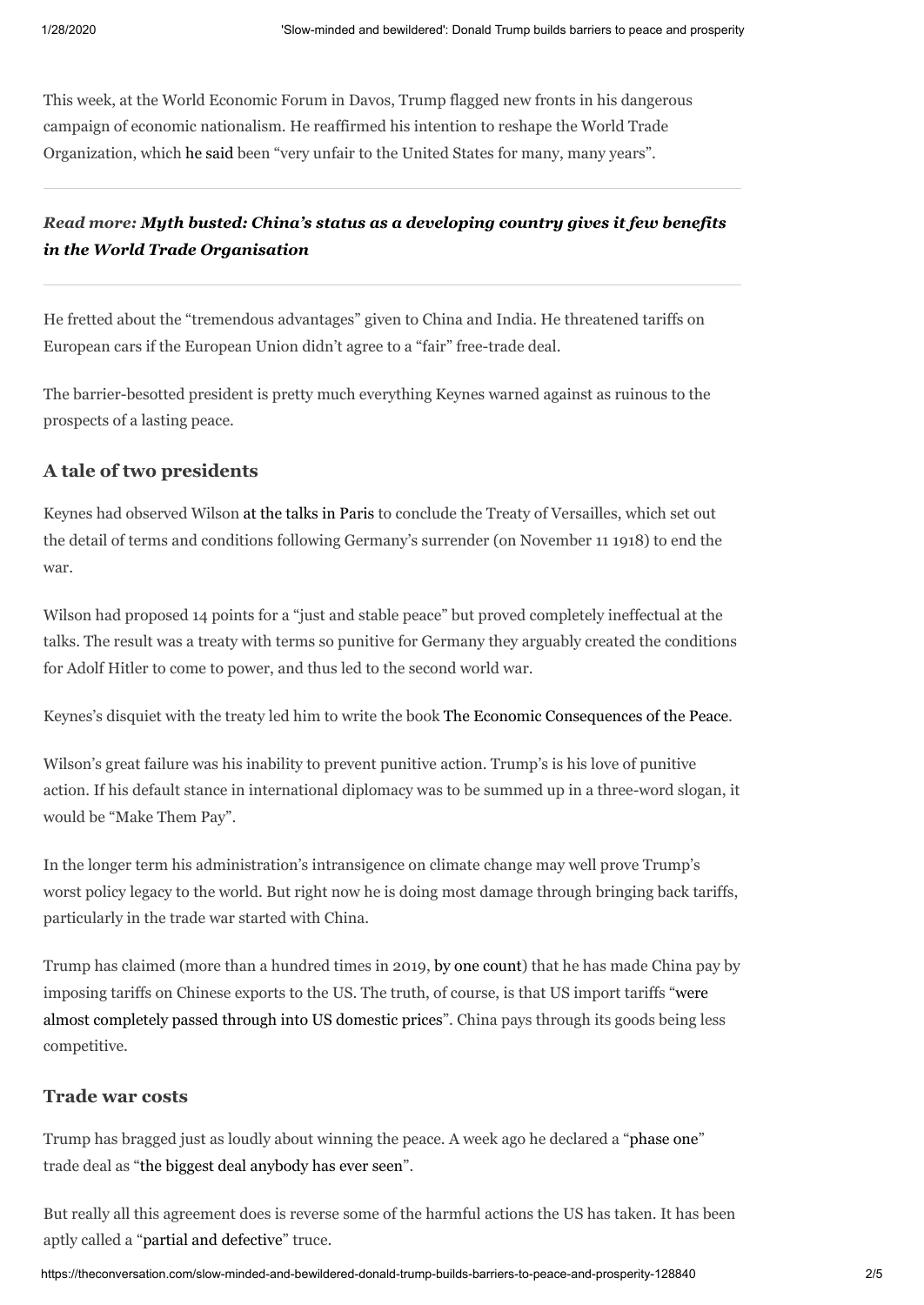This week, at the World Economic Forum in Davos, Trump flagged new fronts in his dangerous campaign of economic nationalism. He reaffirmed his intention to reshape the World Trade Organization, which he said been "very unfair to the United States for many, many years".

***Read more: Myth busted: China's status as a developing country gives it few benefits in the World Trade Organisation***

He fretted about the "tremendous advantages" given to China and India. He threatened tariffs on European cars if the European Union didn't agree to a "fair" free-trade deal.

The barrier-besotted president is pretty much everything Keynes warned against as ruinous to the prospects of a lasting peace.

## A tale of two presidents

Keynes had observed Wilson at the talks in Paris to conclude the Treaty of Versailles, which set out the detail of terms and conditions following Germany's surrender (on November 11 1918) to end the war.

Wilson had proposed 14 points for a "just and stable peace" but proved completely ineffectual at the talks. The result was a treaty with terms so punitive for Germany they arguably created the conditions for Adolf Hitler to come to power, and thus led to the second world war.

Keynes's disquiet with the treaty led him to write the book The Economic Consequences of the Peace.

Wilson's great failure was his inability to prevent punitive action. Trump's is his love of punitive action. If his default stance in international diplomacy was to be summed up in a three-word slogan, it would be "Make Them Pay".

In the longer term his administration's intransigence on climate change may well prove Trump's worst policy legacy to the world. But right now he is doing most damage through bringing back tariffs, particularly in the trade war started with China.

Trump has claimed (more than a hundred times in 2019, by one count) that he has made China pay by imposing tariffs on Chinese exports to the US. The truth, of course, is that US import tariffs "were almost completely passed through into US domestic prices". China pays through its goods being less competitive.

## Trade war costs

Trump has bragged just as loudly about winning the peace. A week ago he declared a "phase one" trade deal as "the biggest deal anybody has ever seen".

But really all this agreement does is reverse some of the harmful actions the US has taken. It has been aptly called a "partial and defective" truce.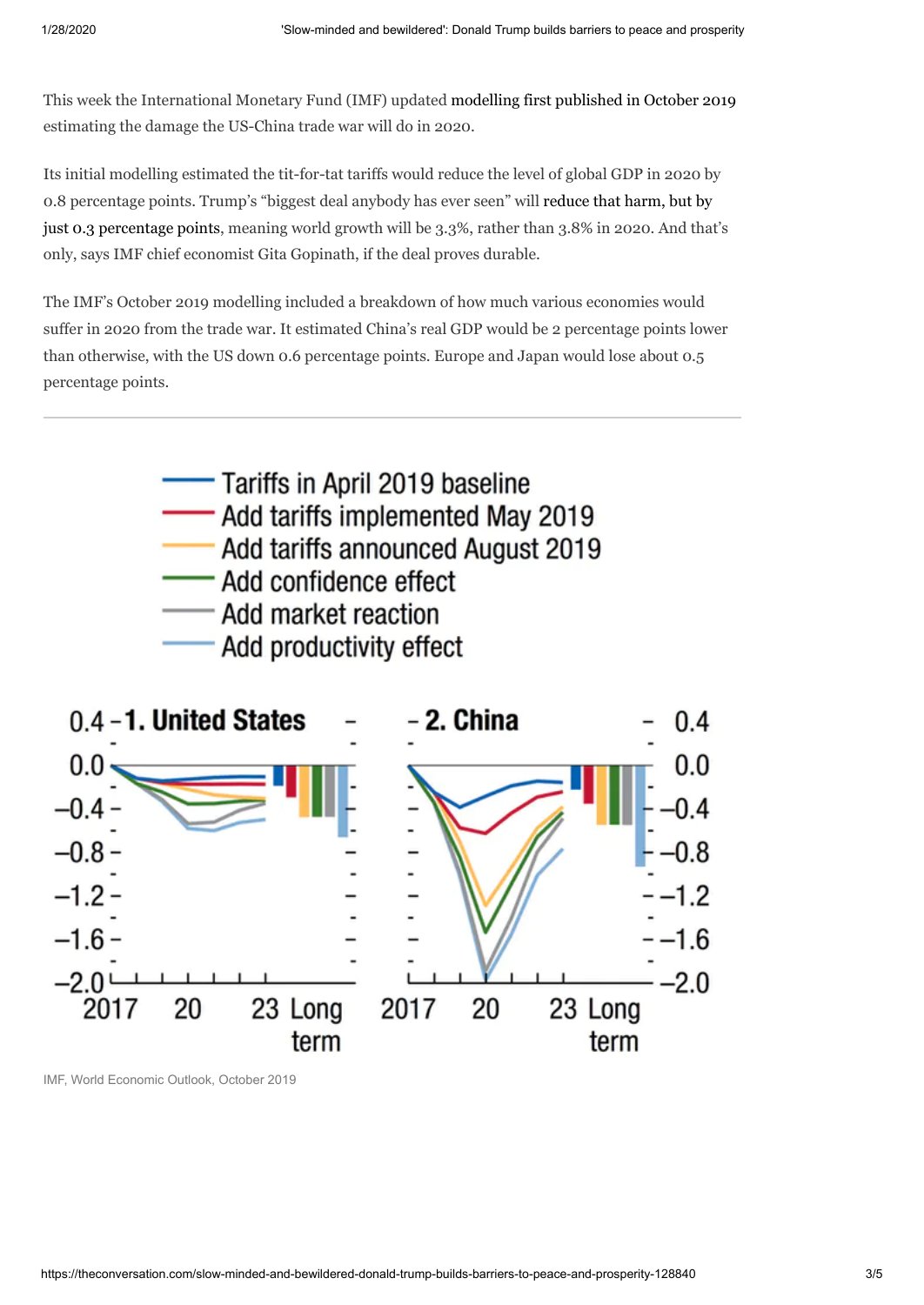This week the International Monetary Fund (IMF) updated modelling first published in October 2019 estimating the damage the US-China trade war will do in 2020.

Its initial modelling estimated the tit-for-tat tariffs would reduce the level of global GDP in 2020 by 0.8 percentage points. Trump's "biggest deal anybody has ever seen" will reduce that harm, but by just 0.3 percentage points, meaning world growth will be 3.3%, rather than 3.8% in 2020. And that's only, says IMF chief economist Gita Gopinath, if the deal proves durable.

The IMF's October 2019 modelling included a breakdown of how much various economies would suffer in 2020 from the trade war. It estimated China's real GDP would be 2 percentage points lower than otherwise, with the US down 0.6 percentage points. Europe and Japan would lose about 0.5 percentage points.

IMF, World Economic Outlook, October 2019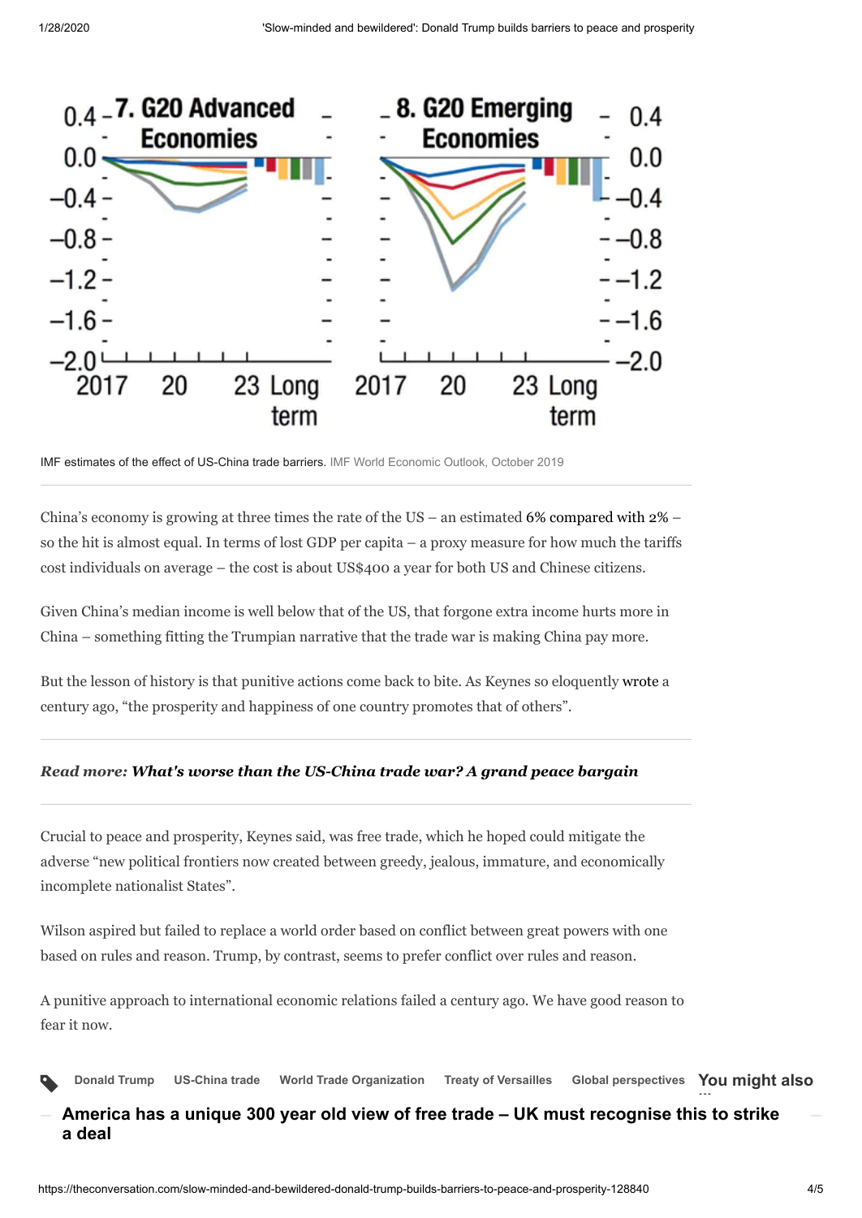IMF estimates of the effect of US-China trade barriers. IMF World Economic Outlook, October 2019

China's economy is growing at three times the rate of the US – an estimated 6% compared with 2% – so the hit is almost equal. In terms of lost GDP per capita – a proxy measure for how much the tariffs cost individuals on average – the cost is about US$400 a year for both US and Chinese citizens.

Given China's median income is well below that of the US, that forgone extra income hurts more in China – something fitting the Trumpian narrative that the trade war is making China pay more.

But the lesson of history is that punitive actions come back to bite. As Keynes so eloquently wrote a century ago, "the prosperity and happiness of one country promotes that of others".

***Read more:* What's worse than the US-China trade war? A grand peace bargain**

Crucial to peace and prosperity, Keynes said, was free trade, which he hoped could mitigate the adverse "new political frontiers now created between greedy, jealous, immature, and economically incomplete nationalist States".

Wilson aspired but failed to replace a world order based on conflict between great powers with one based on rules and reason. Trump, by contrast, seems to prefer conflict over rules and reason.

A punitive approach to international economic relations failed a century ago. We have good reason to fear it now.

Donald Trump | US-China trade | World Trade Organization | Treaty of Versailles | Global perspectives

**You might also ...**

**America has a unique 300 year old view of free trade – UK must recognise this to strike a deal**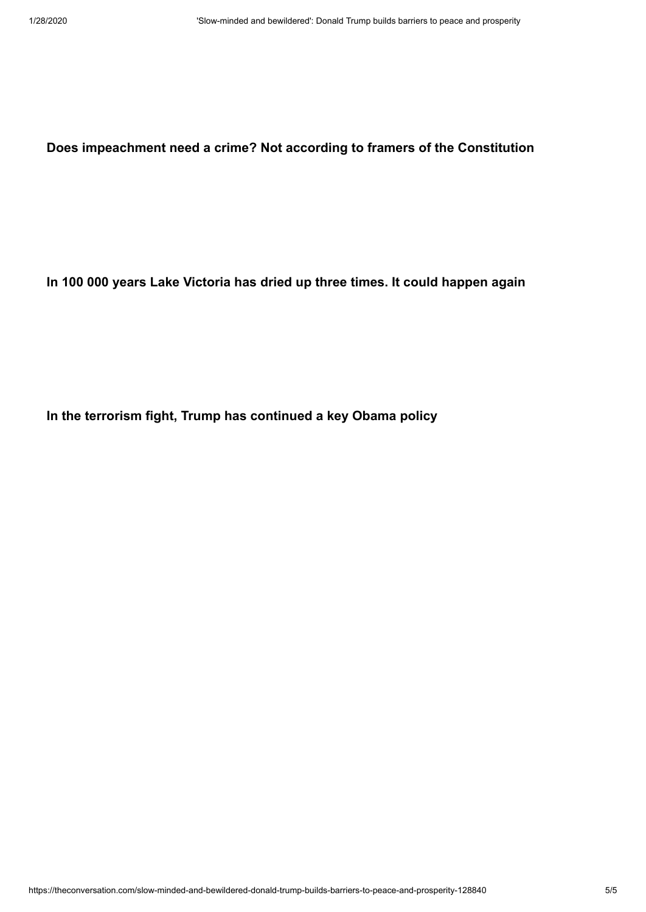**Does impeachment need a crime? Not according to framers of the Constitution**

**In 100 000 years Lake Victoria has dried up three times. It could happen again**

**In the terrorism fight, Trump has continued a key Obama policy**